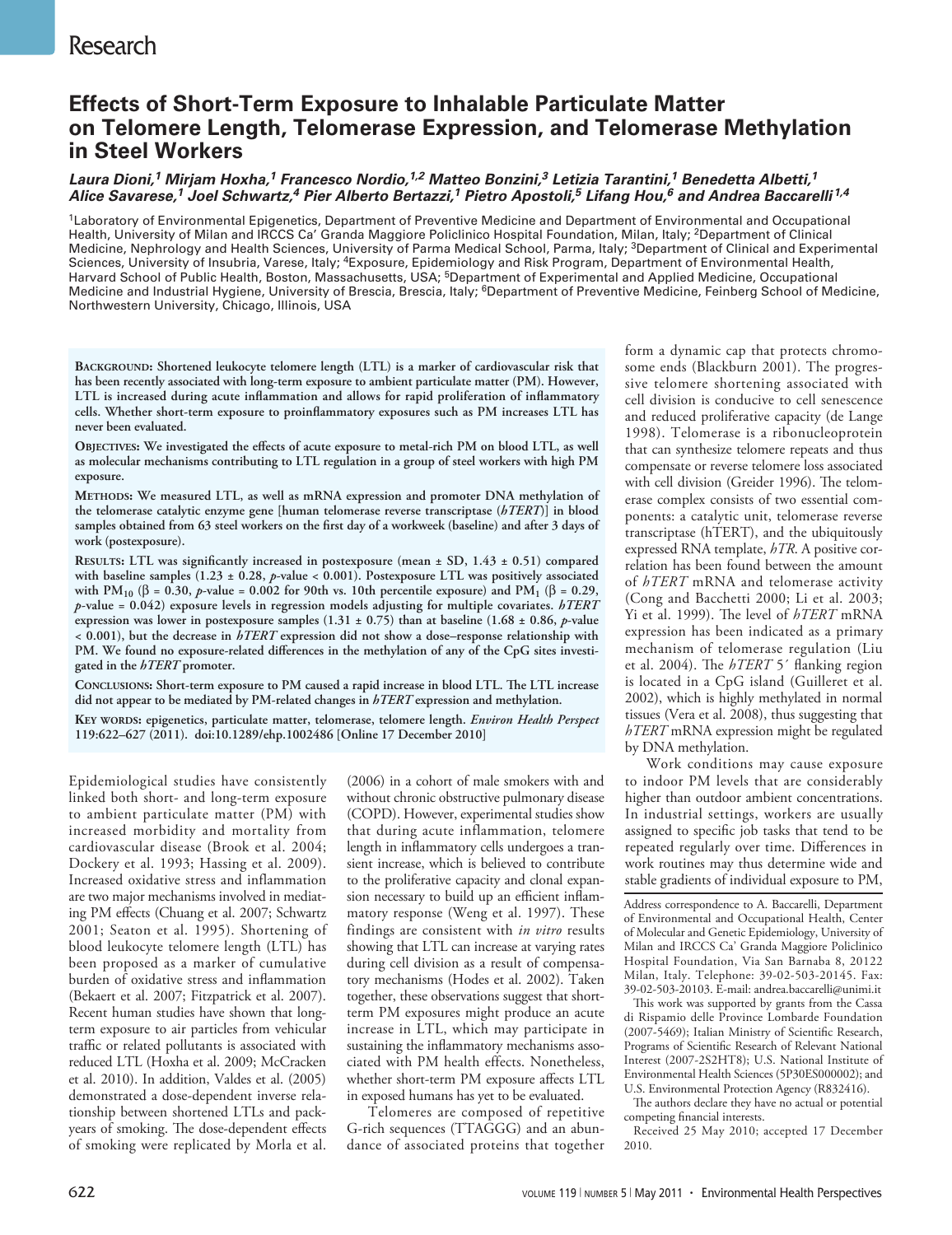Research

# Effects of Short-Term Exposure to Inhalable Particulate Matter on Telomere Length, Telomerase Expression, and Telomerase Methylation in Steel Workers

***Laura Dioni,[1] Mirjam Hoxha,[1] Francesco Nordio,[1,2] Matteo Bonzini,[3] Letizia Tarantini,[1] Benedetta Albetti,[1] Alice Savarese,[1] Joel Schwartz,[4] Pier Alberto Bertazzi,[1] Pietro Apostoli,[5] Lifang Hou,[6] and Andrea Baccarelli[1,4]***

[1]Laboratory of Environmental Epigenetics, Department of Preventive Medicine and Department of Environmental and Occupational Health, University of Milan and IRCCS Ca' Granda Maggiore Policlinico Hospital Foundation, Milan, Italy; [2]Department of Clinical Medicine, Nephrology and Health Sciences, University of Parma Medical School, Parma, Italy; [3]Department of Clinical and Experimental Sciences, University of Insubria, Varese, Italy; [4]Exposure, Epidemiology and Risk Program, Department of Environmental Health, Harvard School of Public Health, Boston, Massachusetts, USA; [5]Department of Experimental and Applied Medicine, Occupational Medicine and Industrial Hygiene, University of Brescia, Brescia, Italy; [6]Department of Preventive Medicine, Feinberg School of Medicine, Northwestern University, Chicago, Illinois, USA

**Background: Shortened leukocyte telomere length (LTL) is a marker of cardiovascular risk that has been recently associated with long-term exposure to ambient particulate matter (PM). However, LTL is increased during acute inflammation and allows for rapid proliferation of inflammatory cells. Whether short-term exposure to proinflammatory exposures such as PM increases LTL has never been evaluated.**

**Objectives: We investigated the effects of acute exposure to metal-rich PM on blood LTL, as well as molecular mechanisms contributing to LTL regulation in a group of steel workers with high PM exposure.**

**Methods: We measured LTL, as well as mRNA expression and promoter DNA methylation of the telomerase catalytic enzyme gene [human telomerase reverse transcriptase (*hTERT*)] in blood samples obtained from 63 steel workers on the first day of a workweek (baseline) and after 3 days of work (postexposure).**

**Results: LTL was significantly increased in postexposure (mean ± SD, 1.43 ± 0.51) compared with baseline samples (1.23 ± 0.28, *p*-value < 0.001). Postexposure LTL was positively associated with $PM_{10}$ (β = 0.30, *p*-value = 0.002 for 90th vs. 10th percentile exposure) and $PM_1$ (β = 0.29, *p*-value = 0.042) exposure levels in regression models adjusting for multiple covariates. *hTERT* expression was lower in postexposure samples (1.31 ± 0.75) than at baseline (1.68 ± 0.86, *p*-value < 0.001), but the decrease in *hTERT* expression did not show a dose–response relationship with PM. We found no exposure-related differences in the methylation of any of the CpG sites investigated in the *hTERT* promoter.**

**Conclusions: Short-term exposure to PM caused a rapid increase in blood LTL. The LTL increase did not appear to be mediated by PM-related changes in *hTERT* expression and methylation.**

**Key words: epigenetics, particulate matter, telomerase, telomere length. *Environ Health Perspect* 119:622–627 (2011). doi:10.1289/ehp.1002486 [Online 17 December 2010]**

Epidemiological studies have consistently linked both short- and long-term exposure to ambient particulate matter (PM) with increased morbidity and mortality from cardiovascular disease (Brook et al. 2004; Dockery et al. 1993; Hassing et al. 2009). Increased oxidative stress and inflammation are two major mechanisms involved in mediating PM effects (Chuang et al. 2007; Schwartz 2001; Seaton et al. 1995). Shortening of blood leukocyte telomere length (LTL) has been proposed as a marker of cumulative burden of oxidative stress and inflammation (Bekaert et al. 2007; Fitzpatrick et al. 2007). Recent human studies have shown that long-term exposure to air particles from vehicular traffic or related pollutants is associated with reduced LTL (Hoxha et al. 2009; McCracken et al. 2010). In addition, Valdes et al. (2005) demonstrated a dose-dependent inverse relationship between shortened LTLs and pack-years of smoking. The dose-dependent effects of smoking were replicated by Morla et al. (2006) in a cohort of male smokers with and without chronic obstructive pulmonary disease (COPD). However, experimental studies show that during acute inflammation, telomere length in inflammatory cells undergoes a transient increase, which is believed to contribute to the proliferative capacity and clonal expansion necessary to build up an efficient inflammatory response (Weng et al. 1997). These findings are consistent with *in vitro* results showing that LTL can increase at varying rates during cell division as a result of compensatory mechanisms (Hodes et al. 2002). Taken together, these observations suggest that short-term PM exposures might produce an acute increase in LTL, which may participate in sustaining the inflammatory mechanisms associated with PM health effects. Nonetheless, whether short-term PM exposure affects LTL in exposed humans has yet to be evaluated.

Telomeres are composed of repetitive G-rich sequences (TTAGGG) and an abundance of associated proteins that together form a dynamic cap that protects chromosome ends (Blackburn 2001). The progressive telomere shortening associated with cell division is conducive to cell senescence and reduced proliferative capacity (de Lange 1998). Telomerase is a ribonucleoprotein that can synthesize telomere repeats and thus compensate or reverse telomere loss associated with cell division (Greider 1996). The telomerase complex consists of two essential components: a catalytic unit, telomerase reverse transcriptase (hTERT), and the ubiquitously expressed RNA template, *hTR*. A positive correlation has been found between the amount of *hTERT* mRNA and telomerase activity (Cong and Bacchetti 2000; Li et al. 2003; Yi et al. 1999). The level of *hTERT* mRNA expression has been indicated as a primary mechanism of telomerase regulation (Liu et al. 2004). The *hTERT* 5′ flanking region is located in a CpG island (Guilleret et al. 2002), which is highly methylated in normal tissues (Vera et al. 2008), thus suggesting that *hTERT* mRNA expression might be regulated by DNA methylation.

Work conditions may cause exposure to indoor PM levels that are considerably higher than outdoor ambient concentrations. In industrial settings, workers are usually assigned to specific job tasks that tend to be repeated regularly over time. Differences in work routines may thus determine wide and stable gradients of individual exposure to PM,

Address correspondence to A. Baccarelli, Department of Environmental and Occupational Health, Center of Molecular and Genetic Epidemiology, University of Milan and IRCCS Ca' Granda Maggiore Policlinico Hospital Foundation, Via San Barnaba 8, 20122 Milan, Italy. Telephone: 39-02-503-20145. Fax: 39-02-503-20103. E-mail: andrea.baccarelli@unimi.it

This work was supported by grants from the Cassa di Rispamio delle Province Lombarde Foundation (2007-5469); Italian Ministry of Scientific Research, Programs of Scientific Research of Relevant National Interest (2007-2S2HT8); U.S. National Institute of Environmental Health Sciences (5P30ES000002); and U.S. Environmental Protection Agency (R832416).

The authors declare they have no actual or potential competing financial interests.

Received 25 May 2010; accepted 17 December 2010.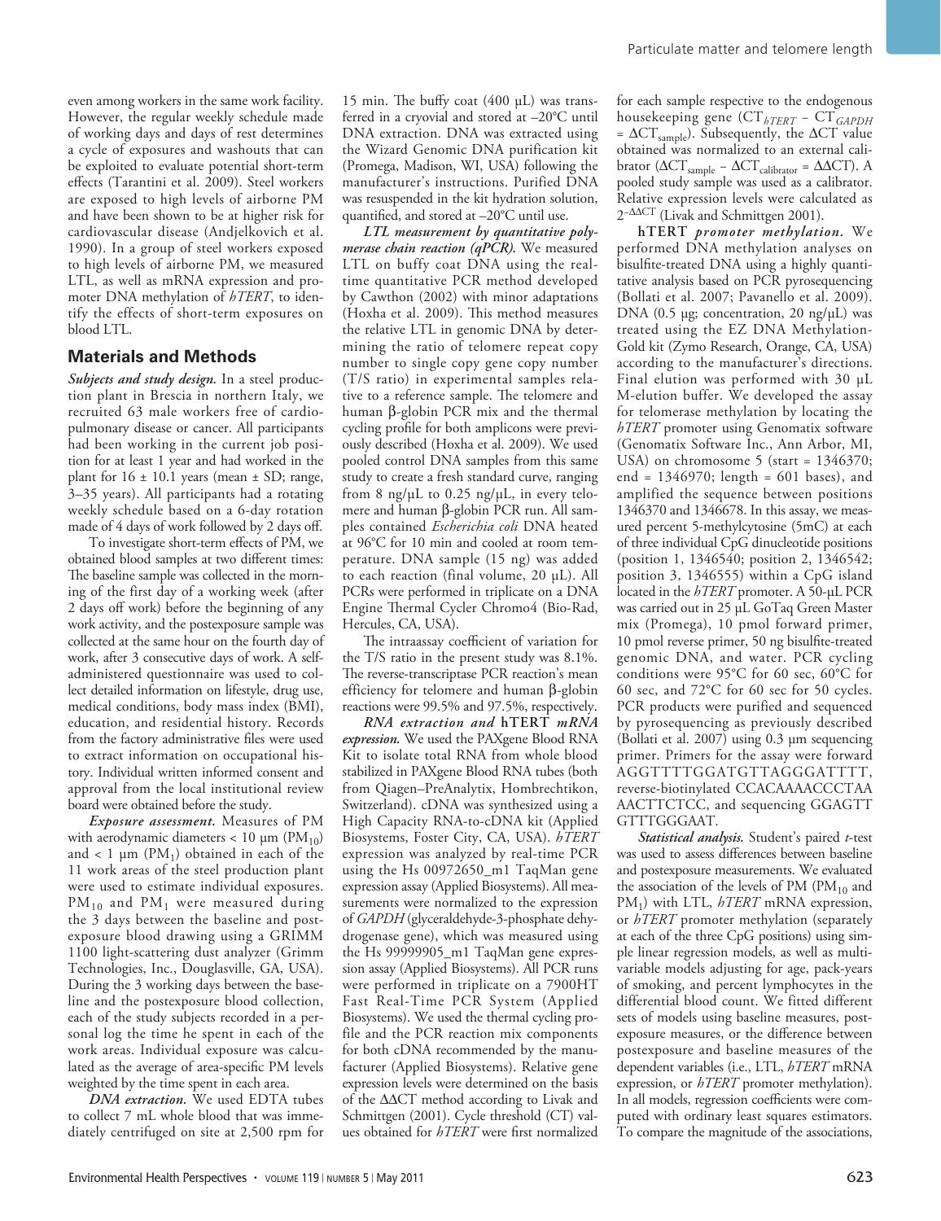even among workers in the same work facility. However, the regular weekly schedule made of working days and days of rest determines a cycle of exposures and washouts that can be exploited to evaluate potential short-term effects (Tarantini et al. 2009). Steel workers are exposed to high levels of airborne PM and have been shown to be at higher risk for cardiovascular disease (Andjelkovich et al. 1990). In a group of steel workers exposed to high levels of airborne PM, we measured LTL, as well as mRNA expression and promoter DNA methylation of *hTERT*, to identify the effects of short-term exposures on blood LTL.

## Materials and Methods

***Subjects and study design.*** In a steel production plant in Brescia in northern Italy, we recruited 63 male workers free of cardiopulmonary disease or cancer. All participants had been working in the current job position for at least 1 year and had worked in the plant for 16 ± 10.1 years (mean ± SD; range, 3–35 years). All participants had a rotating weekly schedule based on a 6-day rotation made of 4 days of work followed by 2 days off.

To investigate short-term effects of PM, we obtained blood samples at two different times: The baseline sample was collected in the morning of the first day of a working week (after 2 days off work) before the beginning of any work activity, and the postexposure sample was collected at the same hour on the fourth day of work, after 3 consecutive days of work. A self-administered questionnaire was used to collect detailed information on lifestyle, drug use, medical conditions, body mass index (BMI), education, and residential history. Records from the factory administrative files were used to extract information on occupational history. Individual written informed consent and approval from the local institutional review board were obtained before the study.

***Exposure assessment.*** Measures of PM with aerodynamic diameters < 10 µm ($PM_{10}$) and < 1 µm ($PM_1$) obtained in each of the 11 work areas of the steel production plant were used to estimate individual exposures. $PM_{10}$ and $PM_1$ were measured during the 3 days between the baseline and postexposure blood drawing using a GRIMM 1100 light-scattering dust analyzer (Grimm Technologies, Inc., Douglasville, GA, USA). During the 3 working days between the baseline and the postexposure blood collection, each of the study subjects recorded in a personal log the time he spent in each of the work areas. Individual exposure was calculated as the average of area-specific PM levels weighted by the time spent in each area.

***DNA extraction.*** We used EDTA tubes to collect 7 mL whole blood that was immediately centrifuged on site at 2,500 rpm for 15 min. The buffy coat (400 µL) was transferred in a cryovial and stored at –20°C until DNA extraction. DNA was extracted using the Wizard Genomic DNA purification kit (Promega, Madison, WI, USA) following the manufacturer's instructions. Purified DNA was resuspended in the kit hydration solution, quantified, and stored at –20°C until use.

***LTL measurement by quantitative polymerase chain reaction (qPCR).*** We measured LTL on buffy coat DNA using the real-time quantitative PCR method developed by Cawthon (2002) with minor adaptations (Hoxha et al. 2009). This method measures the relative LTL in genomic DNA by determining the ratio of telomere repeat copy number to single copy gene copy number (T/S ratio) in experimental samples relative to a reference sample. The telomere and human β-globin PCR mix and the thermal cycling profile for both amplicons were previously described (Hoxha et al. 2009). We used pooled control DNA samples from this same study to create a fresh standard curve, ranging from 8 ng/µL to 0.25 ng/µL, in every telomere and human β-globin PCR run. All samples contained *Escherichia coli* DNA heated at 96°C for 10 min and cooled at room temperature. DNA sample (15 ng) was added to each reaction (final volume, 20 µL). All PCRs were performed in triplicate on a DNA Engine Thermal Cycler Chromo4 (Bio-Rad, Hercules, CA, USA).

The intraassay coefficient of variation for the T/S ratio in the present study was 8.1%. The reverse-transcriptase PCR reaction's mean efficiency for telomere and human β-globin reactions were 99.5% and 97.5%, respectively.

***RNA extraction and hTERT mRNA expression.*** We used the PAXgene Blood RNA Kit to isolate total RNA from whole blood stabilized in PAXgene Blood RNA tubes (both from Qiagen–PreAnalytix, Hombrechtikon, Switzerland). cDNA was synthesized using a High Capacity RNA-to-cDNA kit (Applied Biosystems, Foster City, CA, USA). *hTERT* expression was analyzed by real-time PCR using the Hs 00972650_m1 TaqMan gene expression assay (Applied Biosystems). All measurements were normalized to the expression of *GAPDH* (glyceraldehyde-3-phosphate dehydrogenase gene), which was measured using the Hs 99999905_m1 TaqMan gene expression assay (Applied Biosystems). All PCR runs were performed in triplicate on a 7900HT Fast Real-Time PCR System (Applied Biosystems). We used the thermal cycling profile and the PCR reaction mix components for both cDNA recommended by the manufacturer (Applied Biosystems). Relative gene expression levels were determined on the basis of the ΔΔCT method according to Livak and Schmittgen (2001). Cycle threshold (CT) values obtained for *hTERT* were first normalized for each sample respective to the endogenous housekeeping gene ($CT_{hTERT} - CT_{GAPDH} = \Delta CT_{sample}$). Subsequently, the ΔCT value obtained was normalized to an external calibrator ($\Delta CT_{sample} - \Delta CT_{calibrator} = \Delta\Delta CT$). A pooled study sample was used as a calibrator. Relative expression levels were calculated as $2^{-\Delta\Delta CT}$ (Livak and Schmittgen 2001).

***hTERT promoter methylation.*** We performed DNA methylation analyses on bisulfite-treated DNA using a highly quantitative analysis based on PCR pyrosequencing (Bollati et al. 2007; Pavanello et al. 2009). DNA (0.5 µg; concentration, 20 ng/µL) was treated using the EZ DNA Methylation-Gold kit (Zymo Research, Orange, CA, USA) according to the manufacturer's directions. Final elution was performed with 30 µL M-elution buffer. We developed the assay for telomerase methylation by locating the *hTERT* promoter using Genomatix software (Genomatix Software Inc., Ann Arbor, MI, USA) on chromosome 5 (start = 1346370; end = 1346970; length = 601 bases), and amplified the sequence between positions 1346370 and 1346678. In this assay, we measured percent 5-methylcytosine (5mC) at each of three individual CpG dinucleotide positions (position 1, 1346540; position 2, 1346542; position 3, 1346555) within a CpG island located in the *hTERT* promoter. A 50-µL PCR was carried out in 25 µL GoTaq Green Master mix (Promega), 10 pmol forward primer, 10 pmol reverse primer, 50 ng bisulfite-treated genomic DNA, and water. PCR cycling conditions were 95°C for 60 sec, 60°C for 60 sec, and 72°C for 60 sec for 50 cycles. PCR products were purified and sequenced by pyrosequencing as previously described (Bollati et al. 2007) using 0.3 µm sequencing primer. Primers for the assay were forward AGGTTTTGGATGTTAGGGATTTT, reverse-biotinylated CCACAAAACCCTAA AACTCTCC, and sequencing GGAGTT GTTTGGGAAT.

***Statistical analysis.*** Student's paired *t*-test was used to assess differences between baseline and postexposure measurements. We evaluated the association of the levels of PM ($PM_{10}$ and $PM_1$) with LTL, *hTERT* mRNA expression, or *hTERT* promoter methylation (separately at each of the three CpG positions) using simple linear regression models, as well as multivariable models adjusting for age, pack-years of smoking, and percent lymphocytes in the differential blood count. We fitted different sets of models using baseline measures, postexposure measures, or the difference between postexposure and baseline measures of the dependent variables (i.e., LTL, *hTERT* mRNA expression, or *hTERT* promoter methylation). In all models, regression coefficients were computed with ordinary least squares estimators. To compare the magnitude of the associations,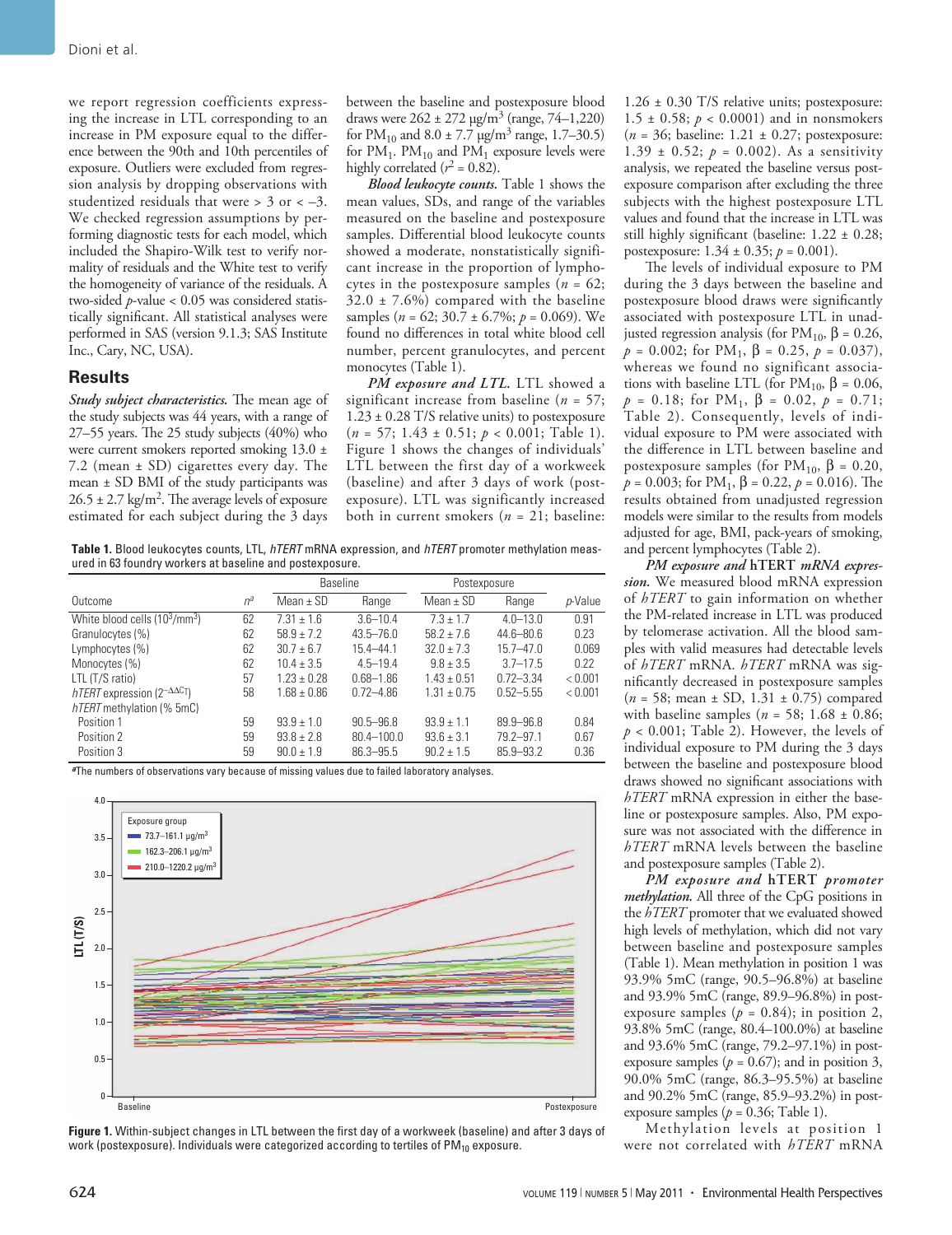we report regression coefficients expressing the increase in LTL corresponding to an increase in PM exposure equal to the difference between the 90th and 10th percentiles of exposure. Outliers were excluded from regression analysis by dropping observations with studentized residuals that were > 3 or < –3. We checked regression assumptions by performing diagnostic tests for each model, which included the Shapiro-Wilk test to verify normality of residuals and the White test to verify the homogeneity of variance of the residuals. A two-sided *p*-value < 0.05 was considered statistically significant. All statistical analyses were performed in SAS (version 9.1.3; SAS Institute Inc., Cary, NC, USA).

## Results

***Study subject characteristics.*** The mean age of the study subjects was 44 years, with a range of 27–55 years. The 25 study subjects (40%) who were current smokers reported smoking 13.0 ± 7.2 (mean ± SD) cigarettes every day. The mean ± SD BMI of the study participants was 26.5 ± 2.7 kg/m². The average levels of exposure estimated for each subject during the 3 days between the baseline and postexposure blood draws were 262 ± 272 μg/m³ (range, 74–1,220) for $PM_{10}$ and 8.0 ± 7.7 μg/m³ range, 1.7–30.5) for $PM_1$. $PM_{10}$ and $PM_1$ exposure levels were highly correlated ($r^2$ = 0.82).

***Blood leukocyte counts.*** Table 1 shows the mean values, SDs, and range of the variables measured on the baseline and postexposure samples. Differential blood leukocyte counts showed a moderate, nonstatistically significant increase in the proportion of lymphocytes in the postexposure samples (*n* = 62; 32.0 ± 7.6%) compared with the baseline samples (*n* = 62; 30.7 ± 6.7%; *p* = 0.069). We found no differences in total white blood cell number, percent granulocytes, and percent monocytes (Table 1).

***PM exposure and LTL.*** LTL showed a significant increase from baseline (*n* = 57; 1.23 ± 0.28 T/S relative units) to postexposure (*n* = 57; 1.43 ± 0.51; *p* < 0.001; Table 1). Figure 1 shows the changes of individuals' LTL between the first day of a workweek (baseline) and after 3 days of work (postexposure). LTL was significantly increased both in current smokers (*n* = 21; baseline: 1.26 ± 0.30 T/S relative units; postexposure: 1.5 ± 0.58; *p* < 0.0001) and in nonsmokers (*n* = 36; baseline: 1.21 ± 0.27; postexposure: 1.39 ± 0.52; *p* = 0.002). As a sensitivity analysis, we repeated the baseline versus postexposure comparison after excluding the three subjects with the highest postexposure LTL values and found that the increase in LTL was still highly significant (baseline: 1.22 ± 0.28; postexposure: 1.34 ± 0.35; *p* = 0.001).

The levels of individual exposure to PM during the 3 days between the baseline and postexposure blood draws were significantly associated with postexposure LTL in unadjusted regression analysis (for $PM_{10}$, β = 0.26, *p* = 0.002; for $PM_1$, β = 0.25, *p* = 0.037), whereas we found no significant associations with baseline LTL (for $PM_{10}$, β = 0.06, *p* = 0.18; for $PM_1$, β = 0.02, *p* = 0.71; Table 2). Consequently, levels of individual exposure to PM were associated with the difference in LTL between baseline and postexposure samples (for $PM_{10}$, β = 0.20, *p* = 0.003; for $PM_1$, β = 0.22, *p* = 0.016). The results obtained from unadjusted regression models were similar to the results from models adjusted for age, BMI, pack-years of smoking, and percent lymphocytes (Table 2).

**Table 1.** Blood leukocytes counts, LTL, *hTERT* mRNA expression, and *hTERT* promoter methylation measured in 63 foundry workers at baseline and postexposure.

| Outcome | $n^a$ | Baseline Mean ± SD | Baseline Range | Postexposure Mean ± SD | Postexposure Range | *p*-Value |
|---|---|---|---|---|---|---|
| White blood cells (10³/mm³) | 62 | 7.31 ± 1.6 | 3.6–10.4 | 7.3 ± 1.7 | 4.0–13.0 | 0.91 |
| Granulocytes (%) | 62 | 58.9 ± 7.2 | 43.5–76.0 | 58.2 ± 7.6 | 44.6–80.6 | 0.23 |
| Lymphocytes (%) | 62 | 30.7 ± 6.7 | 15.4–44.1 | 32.0 ± 7.3 | 15.7–47.0 | 0.069 |
| Monocytes (%) | 62 | 10.4 ± 3.5 | 4.5–19.4 | 9.8 ± 3.5 | 3.7–17.5 | 0.22 |
| LTL (T/S ratio) | 57 | 1.23 ± 0.28 | 0.68–1.86 | 1.43 ± 0.51 | 0.72–3.34 | < 0.001 |
| *hTERT* expression ($2^{-\Delta\Delta C_T}$) | 58 | 1.68 ± 0.86 | 0.72–4.86 | 1.31 ± 0.75 | 0.52–5.55 | < 0.001 |
| *hTERT* methylation (% 5mC) | | | | | | |
| Position 1 | 59 | 93.9 ± 1.0 | 90.5–96.8 | 93.9 ± 1.1 | 89.9–96.8 | 0.84 |
| Position 2 | 59 | 93.8 ± 2.8 | 80.4–100.0 | 93.6 ± 3.1 | 79.2–97.1 | 0.67 |
| Position 3 | 59 | 90.0 ± 1.9 | 86.3–95.5 | 90.2 ± 1.5 | 85.9–93.2 | 0.36 |

[a]The numbers of observations vary because of missing values due to failed laboratory analyses.

**Figure 1.** Within-subject changes in LTL between the first day of a workweek (baseline) and after 3 days of work (postexposure). Individuals were categorized according to tertiles of $PM_{10}$ exposure.

***PM exposure and* hTERT *mRNA expression.*** We measured blood mRNA expression of *hTERT* to gain information on whether the PM-related increase in LTL was produced by telomerase activation. All the blood samples with valid measures had detectable levels of *hTERT* mRNA. *hTERT* mRNA was significantly decreased in postexposure samples (*n* = 58; mean ± SD, 1.31 ± 0.75) compared with baseline samples (*n* = 58; 1.68 ± 0.86; *p* < 0.001; Table 2). However, the levels of individual exposure to PM during the 3 days between the baseline and postexposure blood draws showed no significant associations with *hTERT* mRNA expression in either the baseline or postexposure samples. Also, PM exposure was not associated with the difference in *hTERT* mRNA levels between the baseline and postexposure samples (Table 2).

***PM exposure and* hTERT *promoter methylation.*** All three of the CpG positions in the *hTERT* promoter that we evaluated showed high levels of methylation, which did not vary between baseline and postexposure samples (Table 1). Mean methylation in position 1 was 93.9% 5mC (range, 90.5–96.8%) at baseline and 93.9% 5mC (range, 89.9–96.8%) in postexposure samples (*p* = 0.84); in position 2, 93.8% 5mC (range, 80.4–100.0%) at baseline and 93.6% 5mC (range, 79.2–97.1%) in postexposure samples (*p* = 0.67); and in position 3, 90.0% 5mC (range, 86.3–95.5%) at baseline and 90.2% 5mC (range, 85.9–93.2%) in postexposure samples (*p* = 0.36; Table 1).

Methylation levels at position 1 were not correlated with *hTERT* mRNA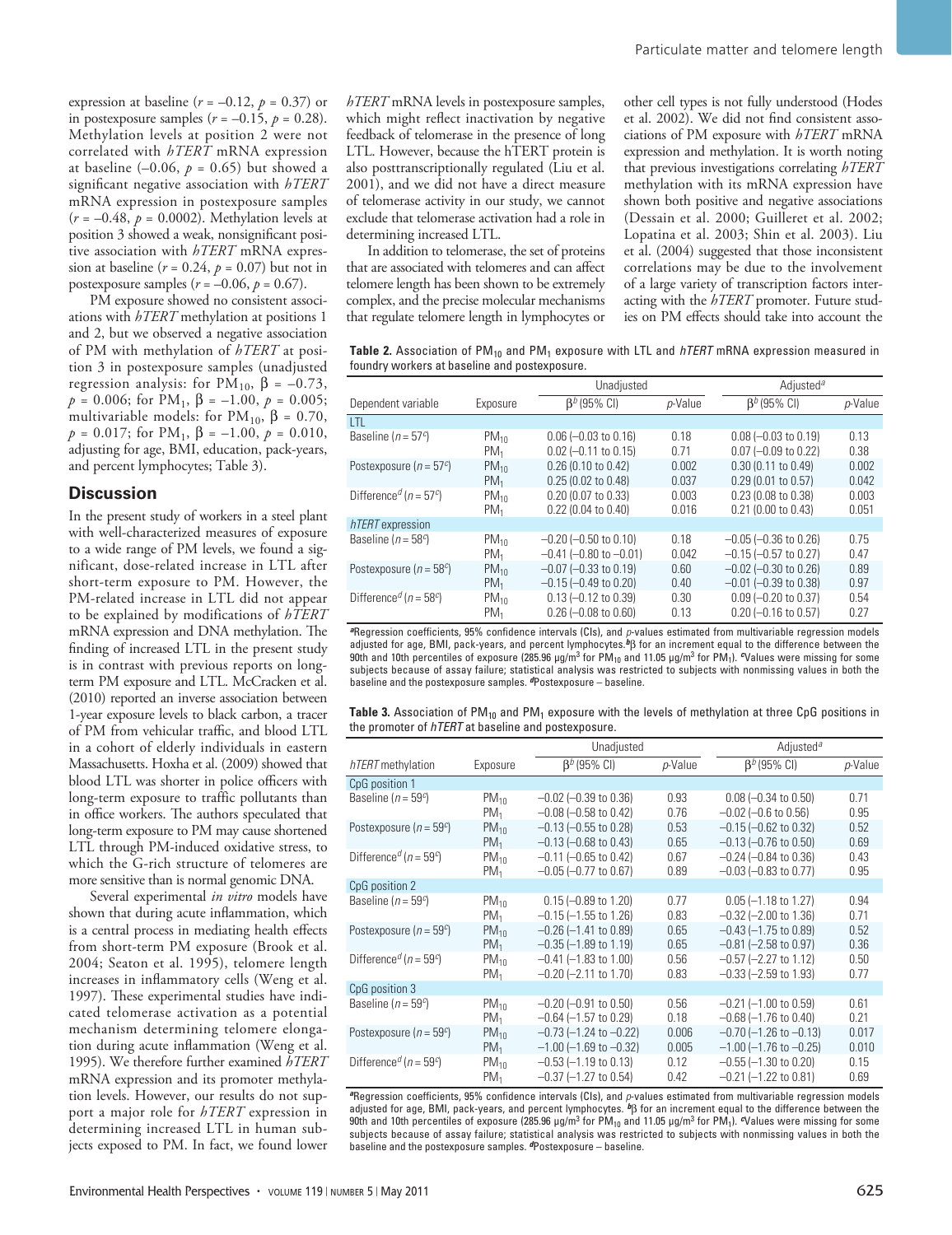expression at baseline ($r = -0.12$, $p = 0.37$) or in postexposure samples ($r = -0.15$, $p = 0.28$). Methylation levels at position 2 were not correlated with *hTERT* mRNA expression at baseline (–0.06, $p = 0.65$) but showed a significant negative association with *hTERT* mRNA expression in postexposure samples ($r = -0.48$, $p = 0.0002$). Methylation levels at position 3 showed a weak, nonsignificant positive association with *hTERT* mRNA expression at baseline ($r = 0.24$, $p = 0.07$) but not in postexposure samples ($r = -0.06$, $p = 0.67$).

PM exposure showed no consistent associations with *hTERT* methylation at positions 1 and 2, but we observed a negative association of PM with methylation of *hTERT* at position 3 in postexposure samples (unadjusted regression analysis: for $PM_{10}$, $\beta = -0.73$, $p = 0.006$; for $PM_1$, $\beta = -1.00$, $p = 0.005$; multivariable models: for $PM_{10}$, $\beta = 0.70$, $p = 0.017$; for $PM_1$, $\beta = -1.00$, $p = 0.010$, adjusting for age, BMI, education, pack-years, and percent lymphocytes; Table 3).

## Discussion

In the present study of workers in a steel plant with well-characterized measures of exposure to a wide range of PM levels, we found a significant, dose-related increase in LTL after short-term exposure to PM. However, the PM-related increase in LTL did not appear to be explained by modifications of *hTERT* mRNA expression and DNA methylation. The finding of increased LTL in the present study is in contrast with previous reports on long-term PM exposure and LTL. McCracken et al. (2010) reported an inverse association between 1-year exposure levels to black carbon, a tracer of PM from vehicular traffic, and blood LTL in a cohort of elderly individuals in eastern Massachusetts. Hoxha et al. (2009) showed that blood LTL was shorter in police officers with long-term exposure to traffic pollutants than in office workers. The authors speculated that long-term exposure to PM may cause shortened LTL through PM-induced oxidative stress, to which the G-rich structure of telomeres are more sensitive than is normal genomic DNA.

Several experimental *in vitro* models have shown that during acute inflammation, which is a central process in mediating health effects from short-term PM exposure (Brook et al. 2004; Seaton et al. 1995), telomere length increases in inflammatory cells (Weng et al. 1997). These experimental studies have indicated telomerase activation as a potential mechanism determining telomere elongation during acute inflammation (Weng et al. 1995). We therefore further examined *hTERT* mRNA expression and its promoter methylation levels. However, our results do not support a major role for *hTERT* expression in determining increased LTL in human subjects exposed to PM. In fact, we found lower *hTERT* mRNA levels in postexposure samples, which might reflect inactivation by negative feedback of telomerase in the presence of long LTL. However, because the hTERT protein is also posttranscriptionally regulated (Liu et al. 2001), and we did not have a direct measure of telomerase activity in our study, we cannot exclude that telomerase activation had a role in determining increased LTL.

In addition to telomerase, the set of proteins that are associated with telomeres and can affect telomere length has been shown to be extremely complex, and the precise molecular mechanisms that regulate telomere length in lymphocytes or other cell types is not fully understood (Hodes et al. 2002). We did not find consistent associations of PM exposure with *hTERT* mRNA expression and methylation. It is worth noting that previous investigations correlating *hTERT* methylation with its mRNA expression have shown both positive and negative associations (Dessain et al. 2000; Guilleret et al. 2002; Lopatina et al. 2003; Shin et al. 2003). Liu et al. (2004) suggested that those inconsistent correlations may be due to the involvement of a large variety of transcription factors interacting with the *hTERT* promoter. Future studies on PM effects should take into account the

**Table 2.** Association of $PM_{10}$ and $PM_1$ exposure with LTL and *hTERT* mRNA expression measured in foundry workers at baseline and postexposure.

| Dependent variable | Exposure | Unadjusted | | Adjusted[a] | |
|---|---|---|---|---|---|
| | | $\beta^b$ (95% CI) | *p*-Value | $\beta^b$ (95% CI) | *p*-Value |
| LTL | | | | | |
| Baseline ($n = 57^c$) | $PM_{10}$ | 0.06 (–0.03 to 0.16) | 0.18 | 0.08 (–0.03 to 0.19) | 0.13 |
| | $PM_1$ | 0.02 (–0.11 to 0.15) | 0.71 | 0.07 (–0.09 to 0.22) | 0.38 |
| Postexposure ($n = 57^c$) | $PM_{10}$ | 0.26 (0.10 to 0.42) | 0.002 | 0.30 (0.11 to 0.49) | 0.002 |
| | $PM_1$ | 0.25 (0.02 to 0.48) | 0.037 | 0.29 (0.01 to 0.57) | 0.042 |
| Difference[d] ($n = 57^c$) | $PM_{10}$ | 0.20 (0.07 to 0.33) | 0.003 | 0.23 (0.08 to 0.38) | 0.003 |
| | $PM_1$ | 0.22 (0.04 to 0.40) | 0.016 | 0.21 (0.00 to 0.43) | 0.051 |
| *hTERT* expression | | | | | |
| Baseline ($n = 58^c$) | $PM_{10}$ | –0.20 (–0.50 to 0.10) | 0.18 | –0.05 (–0.36 to 0.26) | 0.75 |
| | $PM_1$ | –0.41 (–0.80 to –0.01) | 0.042 | –0.15 (–0.57 to 0.27) | 0.47 |
| Postexposure ($n = 58^c$) | $PM_{10}$ | –0.07 (–0.33 to 0.19) | 0.60 | –0.02 (–0.30 to 0.26) | 0.89 |
| | $PM_1$ | –0.15 (–0.49 to 0.20) | 0.40 | –0.01 (–0.39 to 0.38) | 0.97 |
| Difference[d] ($n = 58^c$) | $PM_{10}$ | 0.13 (–0.12 to 0.39) | 0.30 | 0.09 (–0.20 to 0.37) | 0.54 |
| | $PM_1$ | 0.26 (–0.08 to 0.60) | 0.13 | 0.20 (–0.16 to 0.57) | 0.27 |

[a]Regression coefficients, 95% confidence intervals (CIs), and *p*-values estimated from multivariable regression models adjusted for age, BMI, pack-years, and percent lymphocytes. [b]β for an increment equal to the difference between the 90th and 10th percentiles of exposure (285.96 μg/m³ for $PM_{10}$ and 11.05 μg/m³ for $PM_1$). [c]Values were missing for some subjects because of assay failure; statistical analysis was restricted to subjects with nonmissing values in both the baseline and the postexposure samples. [d]Postexposure – baseline.

**Table 3.** Association of $PM_{10}$ and $PM_1$ exposure with the levels of methylation at three CpG positions in the promoter of *hTERT* at baseline and postexposure.

| *hTERT* methylation | Exposure | Unadjusted | | Adjusted[a] | |
|---|---|---|---|---|---|
| | | $\beta^b$ (95% CI) | *p*-Value | $\beta^b$ (95% CI) | *p*-Value |
| CpG position 1 | | | | | |
| Baseline ($n = 59^c$) | $PM_{10}$ | –0.02 (–0.39 to 0.36) | 0.93 | 0.08 (–0.34 to 0.50) | 0.71 |
| | $PM_1$ | –0.08 (–0.58 to 0.42) | 0.76 | –0.02 (–0.6 to 0.56) | 0.95 |
| Postexposure ($n = 59^c$) | $PM_{10}$ | –0.13 (–0.55 to 0.28) | 0.53 | –0.15 (–0.62 to 0.32) | 0.52 |
| | $PM_1$ | –0.13 (–0.68 to 0.43) | 0.65 | –0.13 (–0.76 to 0.50) | 0.69 |
| Difference[d] ($n = 59^c$) | $PM_{10}$ | –0.11 (–0.65 to 0.42) | 0.67 | –0.24 (–0.84 to 0.36) | 0.43 |
| | $PM_1$ | –0.05 (–0.77 to 0.67) | 0.89 | –0.03 (–0.83 to 0.77) | 0.95 |
| CpG position 2 | | | | | |
| Baseline ($n = 59^c$) | $PM_{10}$ | 0.15 (–0.89 to 1.20) | 0.77 | 0.05 (–1.18 to 1.27) | 0.94 |
| | $PM_1$ | –0.15 (–1.55 to 1.26) | 0.83 | –0.32 (–2.00 to 1.36) | 0.71 |
| Postexposure ($n = 59^c$) | $PM_{10}$ | –0.26 (–1.41 to 0.89) | 0.65 | –0.43 (–1.75 to 0.89) | 0.52 |
| | $PM_1$ | –0.35 (–1.89 to 1.19) | 0.65 | –0.81 (–2.58 to 0.97) | 0.36 |
| Difference[d] ($n = 59^c$) | $PM_{10}$ | –0.41 (–1.83 to 1.00) | 0.56 | –0.57 (–2.27 to 1.12) | 0.50 |
| | $PM_1$ | –0.20 (–2.11 to 1.70) | 0.83 | –0.33 (–2.59 to 1.93) | 0.77 |
| CpG position 3 | | | | | |
| Baseline ($n = 59^c$) | $PM_{10}$ | –0.20 (–0.91 to 0.50) | 0.56 | –0.21 (–1.00 to 0.59) | 0.61 |
| | $PM_1$ | –0.64 (–1.57 to 0.29) | 0.18 | –0.68 (–1.76 to 0.40) | 0.21 |
| Postexposure ($n = 59^c$) | $PM_{10}$ | –0.73 (–1.24 to –0.22) | 0.006 | –0.70 (–1.26 to –0.13) | 0.017 |
| | $PM_1$ | –1.00 (–1.69 to –0.32) | 0.005 | –1.00 (–1.76 to –0.25) | 0.010 |
| Difference[d] ($n = 59^c$) | $PM_{10}$ | –0.53 (–1.19 to 0.13) | 0.12 | –0.55 (–1.30 to 0.20) | 0.15 |
| | $PM_1$ | –0.37 (–1.27 to 0.54) | 0.42 | –0.21 (–1.22 to 0.81) | 0.69 |

[a]Regression coefficients, 95% confidence intervals (CIs), and *p*-values estimated from multivariable regression models adjusted for age, BMI, pack-years, and percent lymphocytes. [b]β for an increment equal to the difference between the 90th and 10th percentiles of exposure (285.96 μg/m³ for $PM_{10}$ and 11.05 μg/m³ for $PM_1$). [c]Values were missing for some subjects because of assay failure; statistical analysis was restricted to subjects with nonmissing values in both the baseline and the postexposure samples. [d]Postexposure – baseline.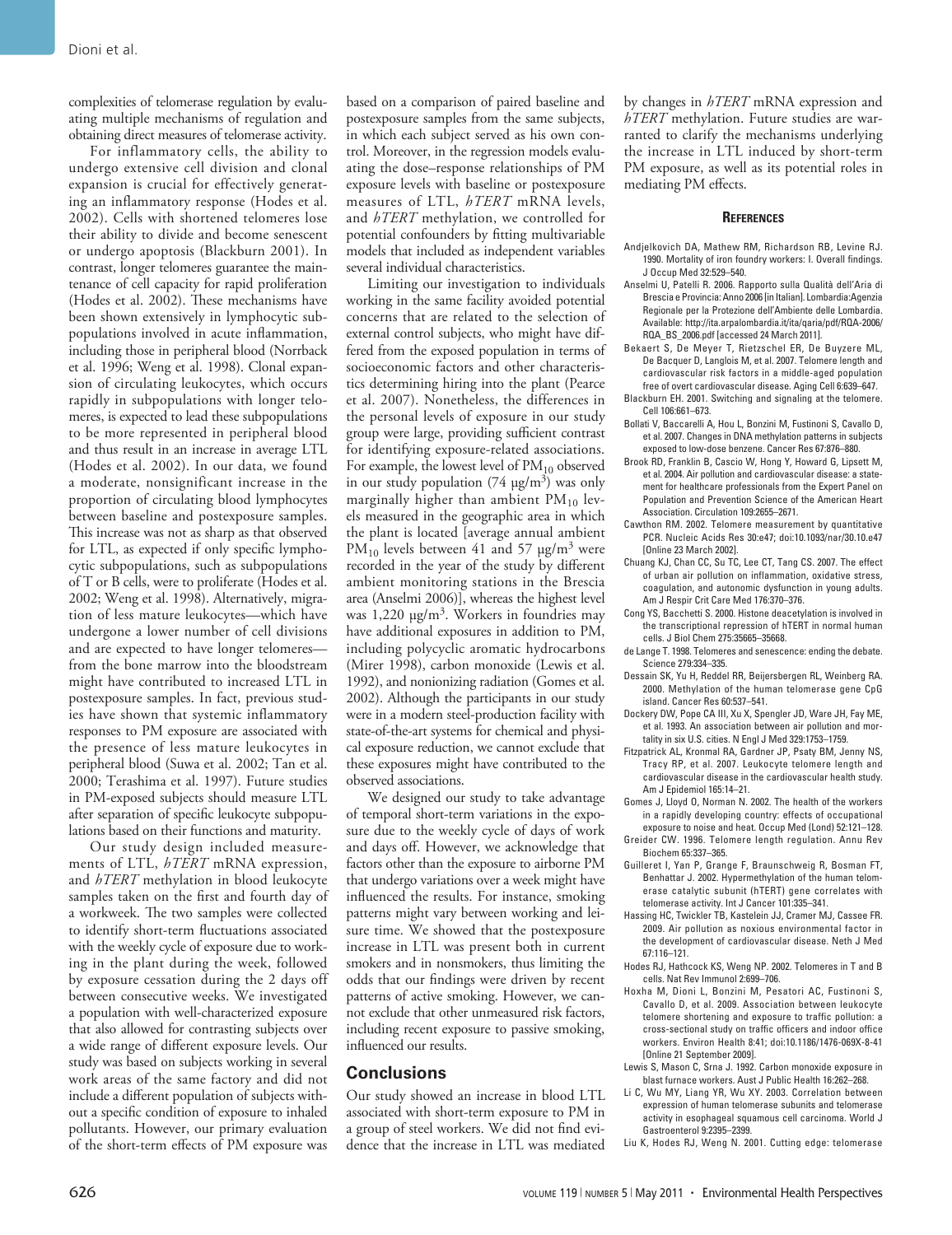complexities of telomerase regulation by evaluating multiple mechanisms of regulation and obtaining direct measures of telomerase activity.

For inflammatory cells, the ability to undergo extensive cell division and clonal expansion is crucial for effectively generating an inflammatory response (Hodes et al. 2002). Cells with shortened telomeres lose their ability to divide and become senescent or undergo apoptosis (Blackburn 2001). In contrast, longer telomeres guarantee the maintenance of cell capacity for rapid proliferation (Hodes et al. 2002). These mechanisms have been shown extensively in lymphocytic subpopulations involved in acute inflammation, including those in peripheral blood (Norrback et al. 1996; Weng et al. 1998). Clonal expansion of circulating leukocytes, which occurs rapidly in subpopulations with longer telomeres, is expected to lead these subpopulations to be more represented in peripheral blood and thus result in an increase in average LTL (Hodes et al. 2002). In our data, we found a moderate, nonsignificant increase in the proportion of circulating blood lymphocytes between baseline and postexposure samples. This increase was not as sharp as that observed for LTL, as expected if only specific lymphocytic subpopulations, such as subpopulations of T or B cells, were to proliferate (Hodes et al. 2002; Weng et al. 1998). Alternatively, migration of less mature leukocytes—which have undergone a lower number of cell divisions and are expected to have longer telomeres—from the bone marrow into the bloodstream might have contributed to increased LTL in postexposure samples. In fact, previous studies have shown that systemic inflammatory responses to PM exposure are associated with the presence of less mature leukocytes in peripheral blood (Suwa et al. 2002; Tan et al. 2000; Terashima et al. 1997). Future studies in PM-exposed subjects should measure LTL after separation of specific leukocyte subpopulations based on their functions and maturity.

Our study design included measurements of LTL, *hTERT* mRNA expression, and *hTERT* methylation in blood leukocyte samples taken on the first and fourth day of a workweek. The two samples were collected to identify short-term fluctuations associated with the weekly cycle of exposure due to working in the plant during the week, followed by exposure cessation during the 2 days off between consecutive weeks. We investigated a population with well-characterized exposure that also allowed for contrasting subjects over a wide range of different exposure levels. Our study was based on subjects working in several work areas of the same factory and did not include a different population of subjects without a specific condition of exposure to inhaled pollutants. However, our primary evaluation of the short-term effects of PM exposure was based on a comparison of paired baseline and postexposure samples from the same subjects, in which each subject served as his own control. Moreover, in the regression models evaluating the dose–response relationships of PM exposure levels with baseline or postexposure measures of LTL, *hTERT* mRNA levels, and *hTERT* methylation, we controlled for potential confounders by fitting multivariable models that included as independent variables several individual characteristics.

Limiting our investigation to individuals working in the same facility avoided potential concerns that are related to the selection of external control subjects, who might have differed from the exposed population in terms of socioeconomic factors and other characteristics determining hiring into the plant (Pearce et al. 2007). Nonetheless, the differences in the personal levels of exposure in our study group were large, providing sufficient contrast for identifying exposure-related associations. For example, the lowest level of $PM_{10}$ observed in our study population (74 µg/m$^3$) was only marginally higher than ambient $PM_{10}$ levels measured in the geographic area in which the plant is located [average annual ambient $PM_{10}$ levels between 41 and 57 µg/m$^3$ were recorded in the year of the study by different ambient monitoring stations in the Brescia area (Anselmi 2006)], whereas the highest level was 1,220 µg/m$^3$. Workers in foundries may have additional exposures in addition to PM, including polycyclic aromatic hydrocarbons (Mirer 1998), carbon monoxide (Lewis et al. 1992), and nonionizing radiation (Gomes et al. 2002). Although the participants in our study were in a modern steel-production facility with state-of-the-art systems for chemical and physical exposure reduction, we cannot exclude that these exposures might have contributed to the observed associations.

We designed our study to take advantage of temporal short-term variations in the exposure due to the weekly cycle of days of work and days off. However, we acknowledge that factors other than the exposure to airborne PM that undergo variations over a week might have influenced the results. For instance, smoking patterns might vary between working and leisure time. We showed that the postexposure increase in LTL was present both in current smokers and in nonsmokers, thus limiting the odds that our findings were driven by recent patterns of active smoking. However, we cannot exclude that other unmeasured risk factors, including recent exposure to passive smoking, influenced our results.

## Conclusions

Our study showed an increase in blood LTL associated with short-term exposure to PM in a group of steel workers. We did not find evidence that the increase in LTL was mediated by changes in *hTERT* mRNA expression and *hTERT* methylation. Future studies are warranted to clarify the mechanisms underlying the increase in LTL induced by short-term PM exposure, as well as its potential roles in mediating PM effects.

### References

Andjelkovich DA, Mathew RM, Richardson RB, Levine RJ. 1990. Mortality of iron foundry workers: I. Overall findings. J Occup Med 32:529–540.

Anselmi U, Patelli R. 2006. Rapporto sulla Qualità dell'Aria di Brescia e Provincia: Anno 2006 [in Italian]. Lombardia:Agenzia Regionale per la Protezione dell'Ambiente delle Lombardia. Available: http://ita.arpalombardia.it/ita/qaria/pdf/RQA-2006/RQA_BS_2006.pdf [accessed 24 March 2011].

Bekaert S, De Meyer T, Rietzschel ER, De Buyzere ML, De Bacquer D, Langlois M, et al. 2007. Telomere length and cardiovascular risk factors in a middle-aged population free of overt cardiovascular disease. Aging Cell 6:639–647.

Blackburn EH. 2001. Switching and signaling at the telomere. Cell 106:661–673.

Bollati V, Baccarelli A, Hou L, Bonzini M, Fustinoni S, Cavallo D, et al. 2007. Changes in DNA methylation patterns in subjects exposed to low-dose benzene. Cancer Res 67:876–880.

Brook RD, Franklin B, Cascio W, Hong Y, Howard G, Lipsett M, et al. 2004. Air pollution and cardiovascular disease: a statement for healthcare professionals from the Expert Panel on Population and Prevention Science of the American Heart Association. Circulation 109:2655–2671.

Cawthon RM. 2002. Telomere measurement by quantitative PCR. Nucleic Acids Res 30:e47; doi:10.1093/nar/30.10.e47 [Online 23 March 2002].

Chuang KJ, Chan CC, Su TC, Lee CT, Tang CS. 2007. The effect of urban air pollution on inflammation, oxidative stress, coagulation, and autonomic dysfunction in young adults. Am J Respir Crit Care Med 176:370–376.

Cong YS, Bacchetti S. 2000. Histone deacetylation is involved in the transcriptional repression of hTERT in normal human cells. J Biol Chem 275:35665–35668.

de Lange T. 1998. Telomeres and senescence: ending the debate. Science 279:334–335.

Dessain SK, Yu H, Reddel RR, Beijersbergen RL, Weinberg RA. 2000. Methylation of the human telomerase gene CpG island. Cancer Res 60:537–541.

Dockery DW, Pope CA III, Xu X, Spengler JD, Ware JH, Fay ME, et al. 1993. An association between air pollution and mortality in six U.S. cities. N Engl J Med 329:1753–1759.

Fitzpatrick AL, Kronmal RA, Gardner JP, Psaty BM, Jenny NS, Tracy RP, et al. 2007. Leukocyte telomere length and cardiovascular disease in the cardiovascular health study. Am J Epidemiol 165:14–21.

Gomes J, Lloyd O, Norman N. 2002. The health of the workers in a rapidly developing country: effects of occupational exposure to noise and heat. Occup Med (Lond) 52:121–128.

Greider CW. 1996. Telomere length regulation. Annu Rev Biochem 65:337–365.

Guilleret I, Yan P, Grange F, Braunschweig R, Bosman FT, Benhattar J. 2002. Hypermethylation of the human telomerase catalytic subunit (hTERT) gene correlates with telomerase activity. Int J Cancer 101:335–341.

Hassing HC, Twickler TB, Kastelein JJ, Cramer MJ, Cassee FR. 2009. Air pollution as noxious environmental factor in the development of cardiovascular disease. Neth J Med 67:116–121.

Hodes RJ, Hathcock KS, Weng NP. 2002. Telomeres in T and B cells. Nat Rev Immunol 2:699–706.

Hoxha M, Dioni L, Bonzini M, Pesatori AC, Fustinoni S, Cavallo D, et al. 2009. Association between leukocyte telomere shortening and exposure to traffic pollution: a cross-sectional study on traffic officers and indoor office workers. Environ Health 8:41; doi:10.1186/1476-069X-8-41 [Online 21 September 2009].

Lewis S, Mason C, Srna J. 1992. Carbon monoxide exposure in blast furnace workers. Aust J Public Health 16:262–268.

Li C, Wu MY, Liang YR, Wu XY. 2003. Correlation between expression of human telomerase subunits and telomerase activity in esophageal squamous cell carcinoma. World J Gastroenterol 9:2395–2399.

Liu K, Hodes RJ, Weng N. 2001. Cutting edge: telomerase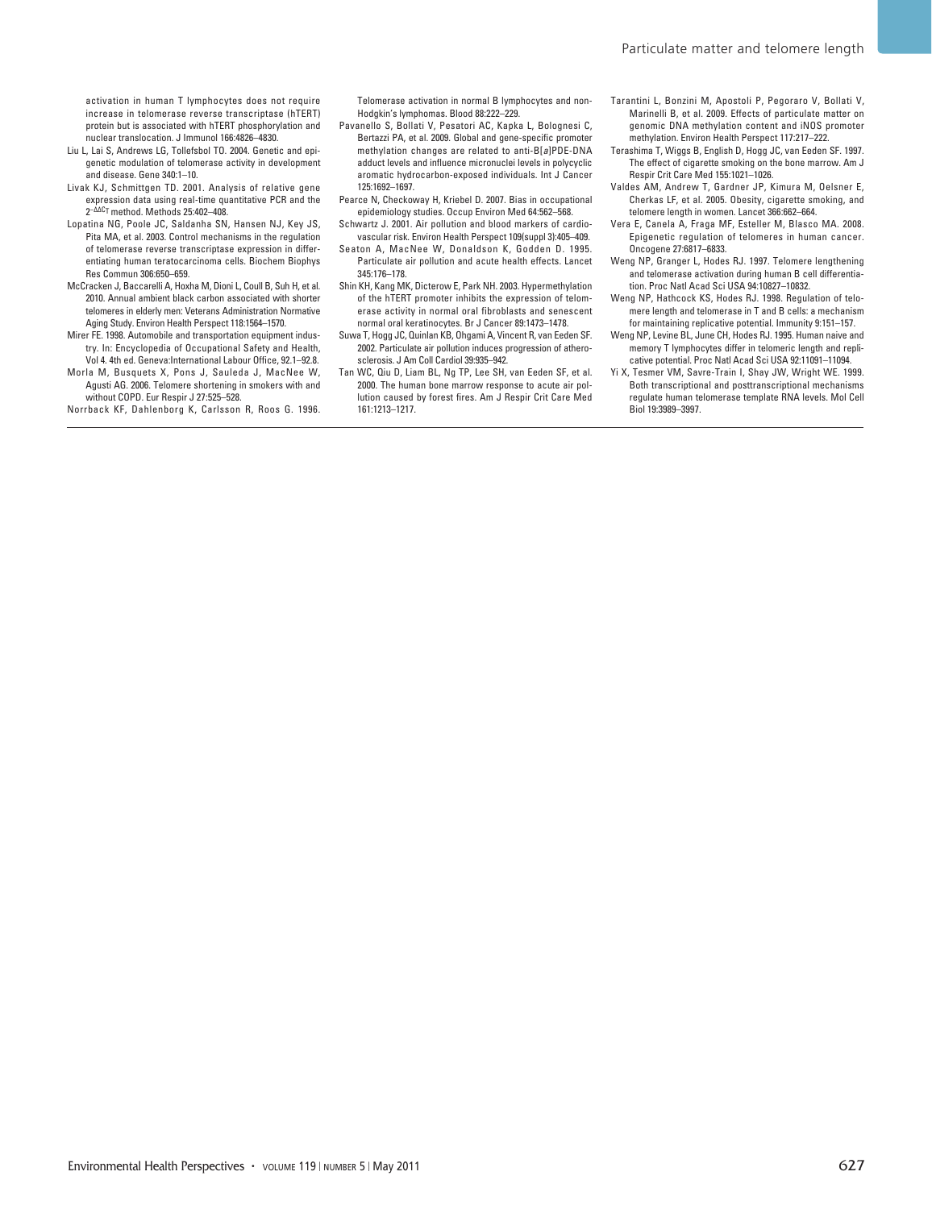activation in human T lymphocytes does not require increase in telomerase reverse transcriptase (hTERT) protein but is associated with hTERT phosphorylation and nuclear translocation. J Immunol 166:4826–4830.

Liu L, Lai S, Andrews LG, Tollefsbol TO. 2004. Genetic and epigenetic modulation of telomerase activity in development and disease. Gene 340:1–10.

Livak KJ, Schmittgen TD. 2001. Analysis of relative gene expression data using real-time quantitative PCR and the $2^{-\Delta\Delta C_T}$ method. Methods 25:402–408.

Lopatina NG, Poole JC, Saldanha SN, Hansen NJ, Key JS, Pita MA, et al. 2003. Control mechanisms in the regulation of telomerase reverse transcriptase expression in differentiating human teratocarcinoma cells. Biochem Biophys Res Commun 306:650–659.

McCracken J, Baccarelli A, Hoxha M, Dioni L, Coull B, Suh H, et al. 2010. Annual ambient black carbon associated with shorter telomeres in elderly men: Veterans Administration Normative Aging Study. Environ Health Perspect 118:1564–1570.

Mirer FE. 1998. Automobile and transportation equipment industry. In: Encyclopedia of Occupational Safety and Health, Vol 4. 4th ed. Geneva:International Labour Office, 92.1–92.8.

Morla M, Busquets X, Pons J, Sauleda J, MacNee W, Agusti AG. 2006. Telomere shortening in smokers with and without COPD. Eur Respir J 27:525–528.

Norrback KF, Dahlenborg K, Carlsson R, Roos G. 1996. Telomerase activation in normal B lymphocytes and non-Hodgkin's lymphomas. Blood 88:222–229.

Pavanello S, Bollati V, Pesatori AC, Kapka L, Bolognesi C, Bertazzi PA, et al. 2009. Global and gene-specific promoter methylation changes are related to anti-B[*a*]PDE-DNA adduct levels and influence micronuclei levels in polycyclic aromatic hydrocarbon-exposed individuals. Int J Cancer 125:1692–1697.

Pearce N, Checkoway H, Kriebel D. 2007. Bias in occupational epidemiology studies. Occup Environ Med 64:562–568.

Schwartz J. 2001. Air pollution and blood markers of cardiovascular risk. Environ Health Perspect 109(suppl 3):405–409.

Seaton A, MacNee W, Donaldson K, Godden D. 1995. Particulate air pollution and acute health effects. Lancet 345:176–178.

Shin KH, Kang MK, Dicterow E, Park NH. 2003. Hypermethylation of the hTERT promoter inhibits the expression of telomerase activity in normal oral fibroblasts and senescent normal oral keratinocytes. Br J Cancer 89:1473–1478.

Suwa T, Hogg JC, Quinlan KB, Ohgami A, Vincent R, van Eeden SF. 2002. Particulate air pollution induces progression of atherosclerosis. J Am Coll Cardiol 39:935–942.

Tan WC, Qiu D, Liam BL, Ng TP, Lee SH, van Eeden SF, et al. 2000. The human bone marrow response to acute air pollution caused by forest fires. Am J Respir Crit Care Med 161:1213–1217.

Tarantini L, Bonzini M, Apostoli P, Pegoraro V, Bollati V, Marinelli B, et al. 2009. Effects of particulate matter on genomic DNA methylation content and iNOS promoter methylation. Environ Health Perspect 117:217–222.

Terashima T, Wiggs B, English D, Hogg JC, van Eeden SF. 1997. The effect of cigarette smoking on the bone marrow. Am J Respir Crit Care Med 155:1021–1026.

Valdes AM, Andrew T, Gardner JP, Kimura M, Oelsner E, Cherkas LF, et al. 2005. Obesity, cigarette smoking, and telomere length in women. Lancet 366:662–664.

Vera E, Canela A, Fraga MF, Esteller M, Blasco MA. 2008. Epigenetic regulation of telomeres in human cancer. Oncogene 27:6817–6833.

Weng NP, Granger L, Hodes RJ. 1997. Telomere lengthening and telomerase activation during human B cell differentiation. Proc Natl Acad Sci USA 94:10827–10832.

Weng NP, Hathcock KS, Hodes RJ. 1998. Regulation of telomere length and telomerase in T and B cells: a mechanism for maintaining replicative potential. Immunity 9:151–157.

Weng NP, Levine BL, June CH, Hodes RJ. 1995. Human naive and memory T lymphocytes differ in telomeric length and replicative potential. Proc Natl Acad Sci USA 92:11091–11094.

Yi X, Tesmer VM, Savre-Train I, Shay JW, Wright WE. 1999. Both transcriptional and posttranscriptional mechanisms regulate human telomerase template RNA levels. Mol Cell Biol 19:3989–3997.